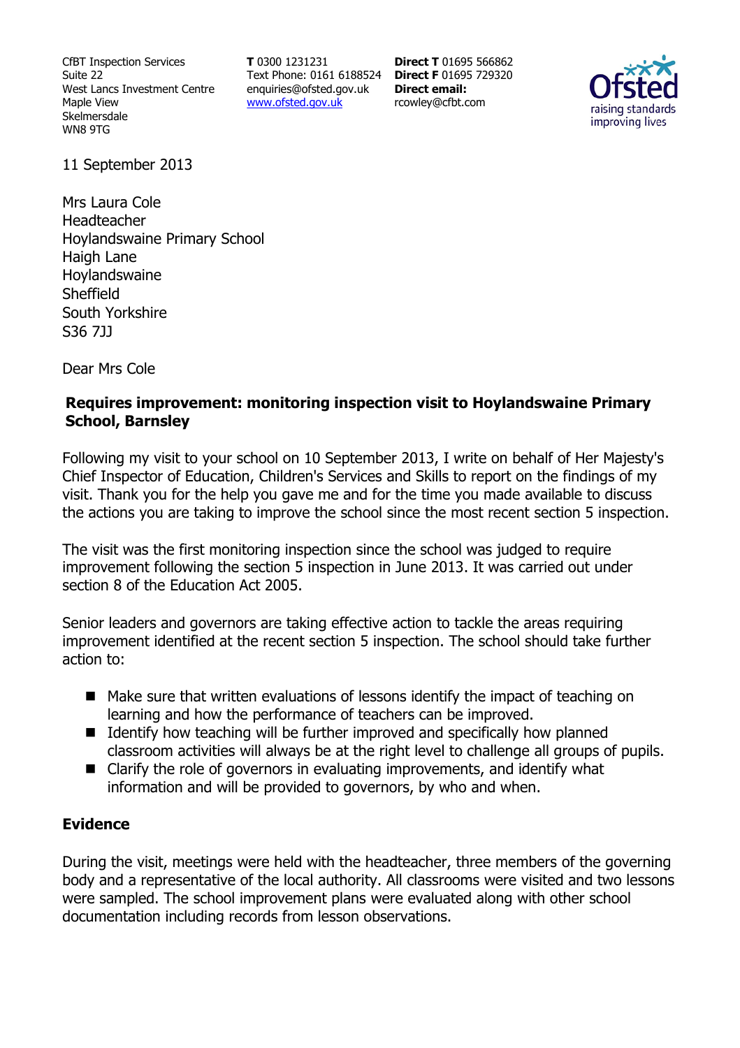CfBT Inspection Services
Suite 22
West Lancs Investment Centre
Maple View
Skelmersdale
WN8 9TG

**T** 0300 1231231
Text Phone: 0161 6188524
enquiries@ofsted.gov.uk
www.ofsted.gov.uk

**Direct T** 01695 566862
**Direct F** 01695 729320
**Direct email:**
rcowley@cfbt.com

11 September 2013

Mrs Laura Cole
Headteacher
Hoylandswaine Primary School
Haigh Lane
Hoylandswaine
Sheffield
South Yorkshire
S36 7JJ

Dear Mrs Cole

**Requires improvement: monitoring inspection visit to Hoylandswaine Primary School, Barnsley**

Following my visit to your school on 10 September 2013, I write on behalf of Her Majesty's Chief Inspector of Education, Children's Services and Skills to report on the findings of my visit. Thank you for the help you gave me and for the time you made available to discuss the actions you are taking to improve the school since the most recent section 5 inspection.

The visit was the first monitoring inspection since the school was judged to require improvement following the section 5 inspection in June 2013. It was carried out under section 8 of the Education Act 2005.

Senior leaders and governors are taking effective action to tackle the areas requiring improvement identified at the recent section 5 inspection. The school should take further action to:

- Make sure that written evaluations of lessons identify the impact of teaching on learning and how the performance of teachers can be improved.
- Identify how teaching will be further improved and specifically how planned classroom activities will always be at the right level to challenge all groups of pupils.
- Clarify the role of governors in evaluating improvements, and identify what information and will be provided to governors, by who and when.

## Evidence

During the visit, meetings were held with the headteacher, three members of the governing body and a representative of the local authority. All classrooms were visited and two lessons were sampled. The school improvement plans were evaluated along with other school documentation including records from lesson observations.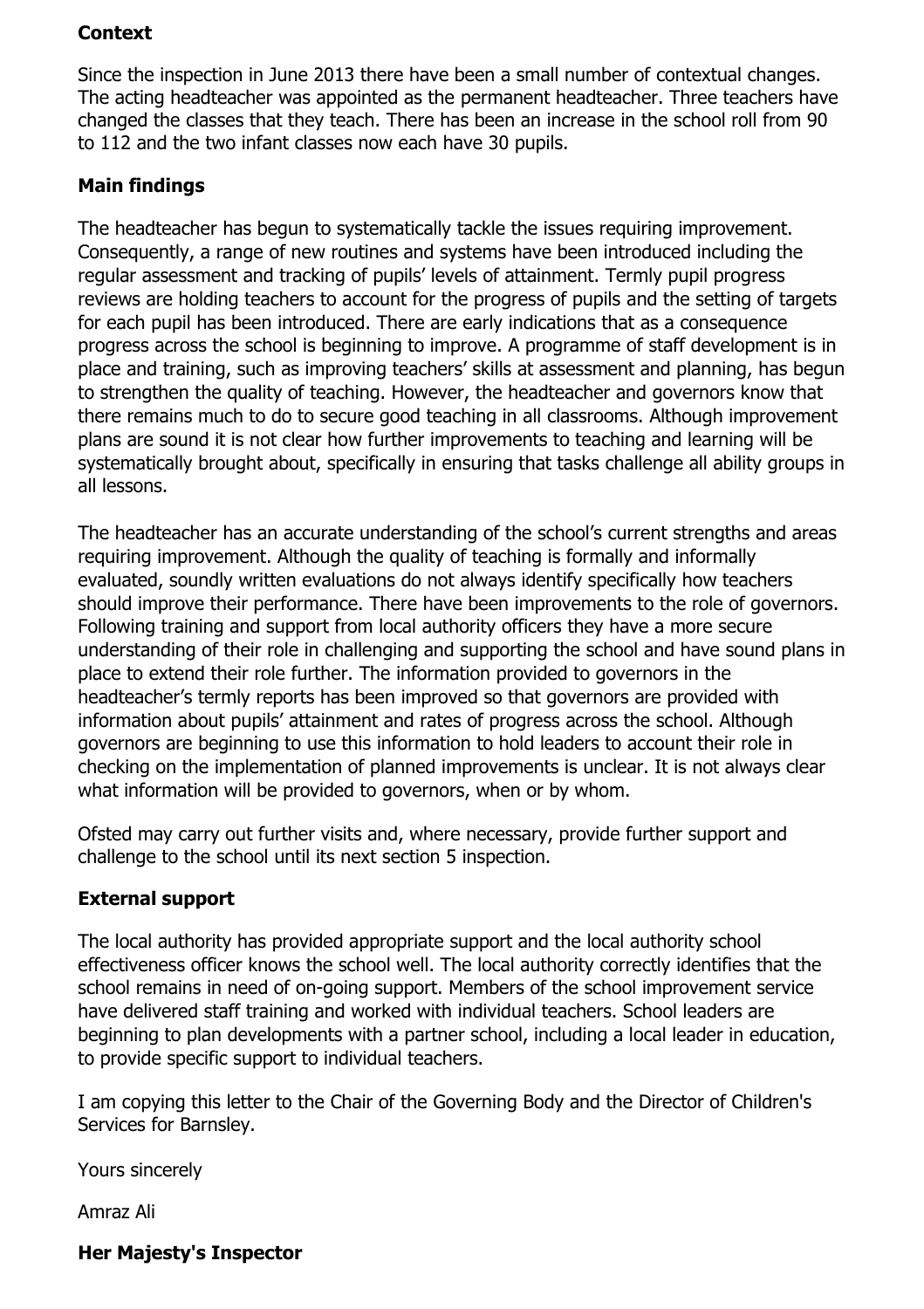## Context

Since the inspection in June 2013 there have been a small number of contextual changes. The acting headteacher was appointed as the permanent headteacher. Three teachers have changed the classes that they teach. There has been an increase in the school roll from 90 to 112 and the two infant classes now each have 30 pupils.

## Main findings

The headteacher has begun to systematically tackle the issues requiring improvement. Consequently, a range of new routines and systems have been introduced including the regular assessment and tracking of pupils' levels of attainment. Termly pupil progress reviews are holding teachers to account for the progress of pupils and the setting of targets for each pupil has been introduced. There are early indications that as a consequence progress across the school is beginning to improve. A programme of staff development is in place and training, such as improving teachers' skills at assessment and planning, has begun to strengthen the quality of teaching. However, the headteacher and governors know that there remains much to do to secure good teaching in all classrooms. Although improvement plans are sound it is not clear how further improvements to teaching and learning will be systematically brought about, specifically in ensuring that tasks challenge all ability groups in all lessons.

The headteacher has an accurate understanding of the school's current strengths and areas requiring improvement. Although the quality of teaching is formally and informally evaluated, soundly written evaluations do not always identify specifically how teachers should improve their performance. There have been improvements to the role of governors. Following training and support from local authority officers they have a more secure understanding of their role in challenging and supporting the school and have sound plans in place to extend their role further. The information provided to governors in the headteacher's termly reports has been improved so that governors are provided with information about pupils' attainment and rates of progress across the school. Although governors are beginning to use this information to hold leaders to account their role in checking on the implementation of planned improvements is unclear. It is not always clear what information will be provided to governors, when or by whom.

Ofsted may carry out further visits and, where necessary, provide further support and challenge to the school until its next section 5 inspection.

## External support

The local authority has provided appropriate support and the local authority school effectiveness officer knows the school well. The local authority correctly identifies that the school remains in need of on-going support. Members of the school improvement service have delivered staff training and worked with individual teachers. School leaders are beginning to plan developments with a partner school, including a local leader in education, to provide specific support to individual teachers.

I am copying this letter to the Chair of the Governing Body and the Director of Children's Services for Barnsley.

Yours sincerely

Amraz Ali

**Her Majesty's Inspector**